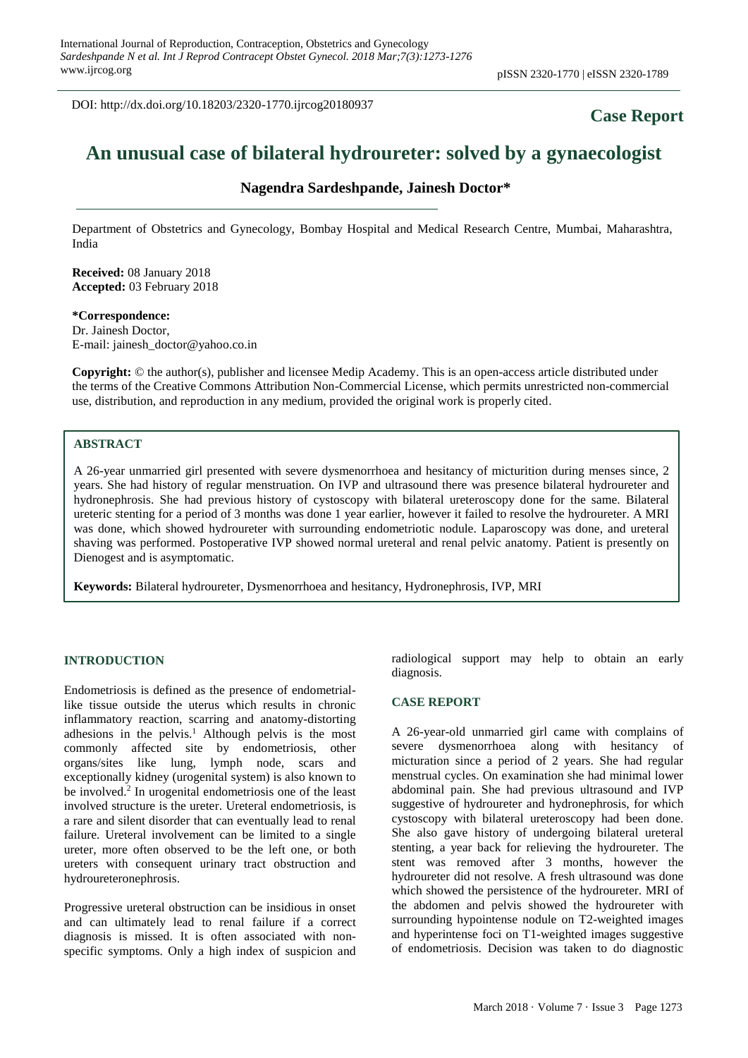DOI: http://dx.doi.org/10.18203/2320-1770.ijrcog20180937

**Case Report**

# An unusual case of bilateral hydroureter: solved by a gynaecologist

**Nagendra Sardeshpande, Jainesh Doctor***

Department of Obstetrics and Gynecology, Bombay Hospital and Medical Research Centre, Mumbai, Maharashtra, India

**Received:** 08 January 2018
**Accepted:** 03 February 2018

**\*Correspondence:**
Dr. Jainesh Doctor,
E-mail: jainesh_doctor@yahoo.co.in

**Copyright:** © the author(s), publisher and licensee Medip Academy. This is an open-access article distributed under the terms of the Creative Commons Attribution Non-Commercial License, which permits unrestricted non-commercial use, distribution, and reproduction in any medium, provided the original work is properly cited.

## ABSTRACT

A 26-year unmarried girl presented with severe dysmenorrhoea and hesitancy of micturition during menses since, 2 years. She had history of regular menstruation. On IVP and ultrasound there was presence bilateral hydroureter and hydronephrosis. She had previous history of cystoscopy with bilateral ureteroscopy done for the same. Bilateral ureteric stenting for a period of 3 months was done 1 year earlier, however it failed to resolve the hydroureter. A MRI was done, which showed hydroureter with surrounding endometriotic nodule. Laparoscopy was done, and ureteral shaving was performed. Postoperative IVP showed normal ureteral and renal pelvic anatomy. Patient is presently on Dienogest and is asymptomatic.

**Keywords:** Bilateral hydroureter, Dysmenorrhoea and hesitancy, Hydronephrosis, IVP, MRI

## INTRODUCTION

Endometriosis is defined as the presence of endometrial-like tissue outside the uterus which results in chronic inflammatory reaction, scarring and anatomy-distorting adhesions in the pelvis.[1] Although pelvis is the most commonly affected site by endometriosis, other organs/sites like lung, lymph node, scars and exceptionally kidney (urogenital system) is also known to be involved.[2] In urogenital endometriosis one of the least involved structure is the ureter. Ureteral endometriosis, is a rare and silent disorder that can eventually lead to renal failure. Ureteral involvement can be limited to a single ureter, more often observed to be the left one, or both ureters with consequent urinary tract obstruction and hydroureteronephrosis.

Progressive ureteral obstruction can be insidious in onset and can ultimately lead to renal failure if a correct diagnosis is missed. It is often associated with non-specific symptoms. Only a high index of suspicion and radiological support may help to obtain an early diagnosis.

## CASE REPORT

A 26-year-old unmarried girl came with complains of severe dysmenorrhoea along with hesitancy of micturation since a period of 2 years. She had regular menstrual cycles. On examination she had minimal lower abdominal pain. She had previous ultrasound and IVP suggestive of hydroureter and hydronephrosis, for which cystoscopy with bilateral ureteroscopy had been done. She also gave history of undergoing bilateral ureteral stenting, a year back for relieving the hydroureter. The stent was removed after 3 months, however the hydroureter did not resolve. A fresh ultrasound was done which showed the persistence of the hydroureter. MRI of the abdomen and pelvis showed the hydroureter with surrounding hypointense nodule on T2-weighted images and hyperintense foci on T1-weighted images suggestive of endometriosis. Decision was taken to do diagnostic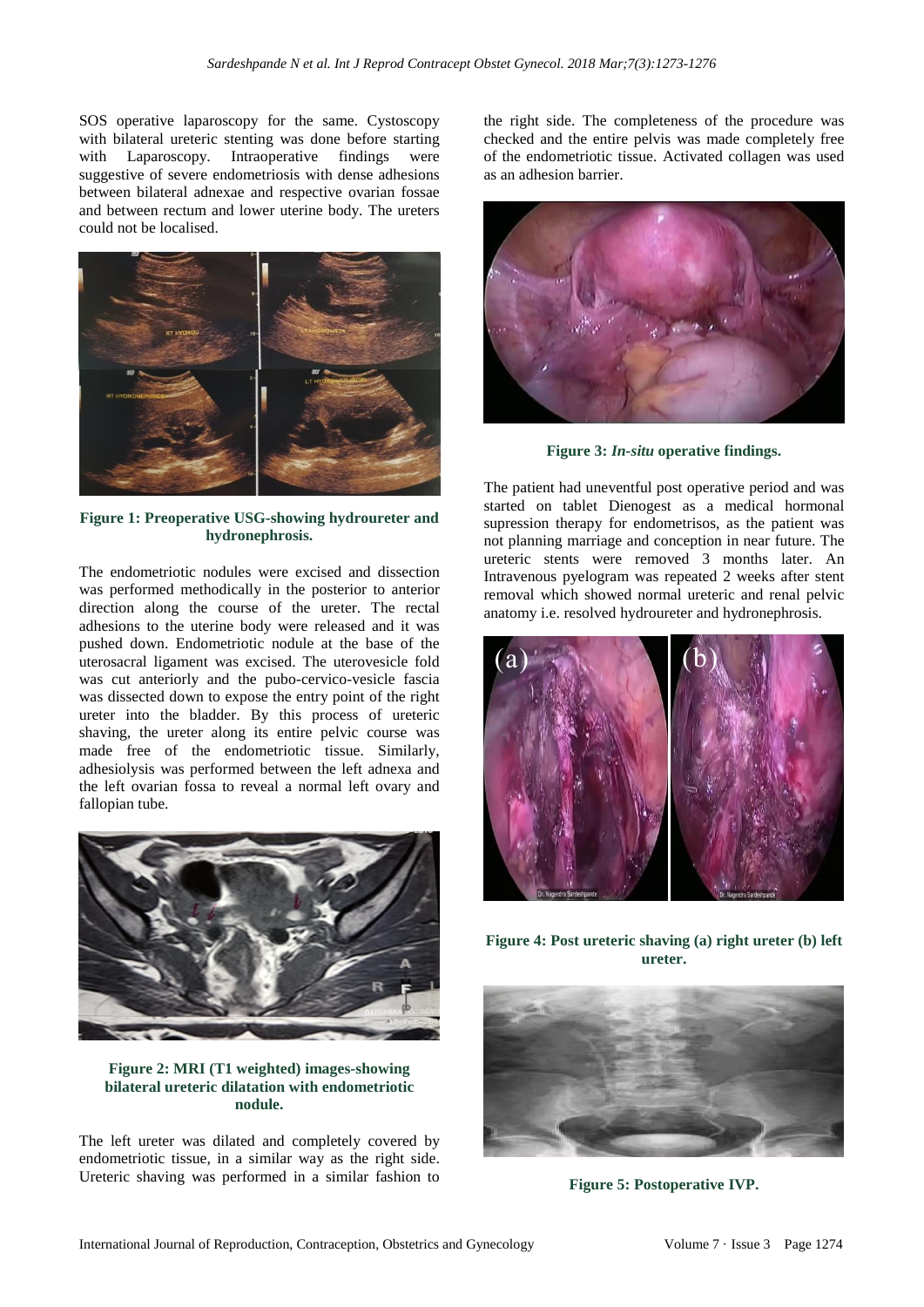SOS operative laparoscopy for the same. Cystoscopy with bilateral ureteric stenting was done before starting with Laparoscopy. Intraoperative findings were suggestive of severe endometriosis with dense adhesions between bilateral adnexae and respective ovarian fossae and between rectum and lower uterine body. The ureters could not be localised.

**Figure 1: Preoperative USG-showing hydroureter and hydronephrosis.**

The endometriotic nodules were excised and dissection was performed methodically in the posterior to anterior direction along the course of the ureter. The rectal adhesions to the uterine body were released and it was pushed down. Endometriotic nodule at the base of the uterosacral ligament was excised. The uterovesicle fold was cut anteriorly and the pubo-cervico-vesicle fascia was dissected down to expose the entry point of the right ureter into the bladder. By this process of ureteric shaving, the ureter along its entire pelvic course was made free of the endometriotic tissue. Similarly, adhesiolysis was performed between the left adnexa and the left ovarian fossa to reveal a normal left ovary and fallopian tube.

**Figure 2: MRI (T1 weighted) images-showing bilateral ureteric dilatation with endometriotic nodule.**

The left ureter was dilated and completely covered by endometriotic tissue, in a similar way as the right side. Ureteric shaving was performed in a similar fashion to the right side. The completeness of the procedure was checked and the entire pelvis was made completely free of the endometriotic tissue. Activated collagen was used as an adhesion barrier.

**Figure 3: *In-situ* operative findings.**

The patient had uneventful post operative period and was started on tablet Dienogest as a medical hormonal supression therapy for endometrisos, as the patient was not planning marriage and conception in near future. The ureteric stents were removed 3 months later. An Intravenous pyelogram was repeated 2 weeks after stent removal which showed normal ureteric and renal pelvic anatomy i.e. resolved hydroureter and hydronephrosis.

**Figure 4: Post ureteric shaving (a) right ureter (b) left ureter.**

**Figure 5: Postoperative IVP.**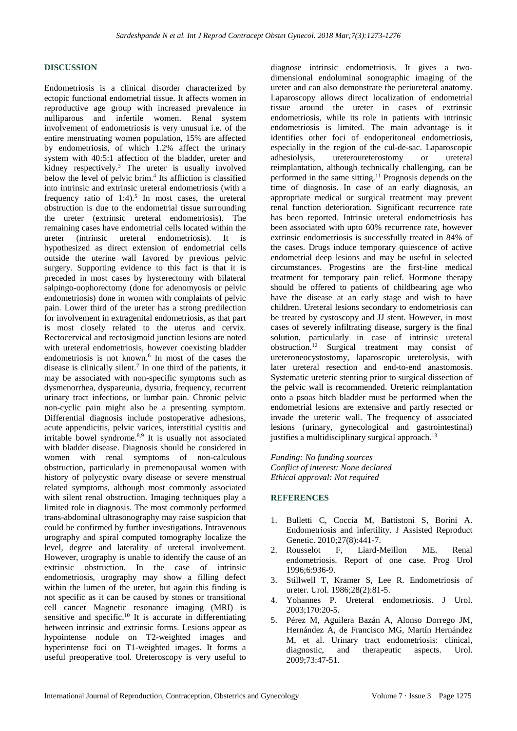## DISCUSSION

Endometriosis is a clinical disorder characterized by ectopic functional endometrial tissue. It affects women in reproductive age group with increased prevalence in nulliparous and infertile women. Renal system involvement of endometriosis is very unusual i.e. of the entire menstruating women population, 15% are affected by endometriosis, of which 1.2% affect the urinary system with 40:5:1 affection of the bladder, ureter and kidney respectively.[3] The ureter is usually involved below the level of pelvic brim.[4] Its affliction is classified into intrinsic and extrinsic ureteral endometriosis (with a frequency ratio of 1:4).[5] In most cases, the ureteral obstruction is due to the endometrial tissue surrounding the ureter (extrinsic ureteral endometriosis). The remaining cases have endometrial cells located within the ureter (intrinsic ureteral endometriosis). It is hypothesized as direct extension of endometrial cells outside the uterine wall favored by previous pelvic surgery. Supporting evidence to this fact is that it is preceded in most cases by hysterectomy with bilateral salpingo-oophorectomy (done for adenomyosis or pelvic endometriosis) done in women with complaints of pelvic pain. Lower third of the ureter has a strong predilection for involvement in extragenital endometriosis, as that part is most closely related to the uterus and cervix. Rectocervical and rectosigmoid junction lesions are noted with ureteral endometriosis, however coexisting bladder endometriosis is not known.[6] In most of the cases the disease is clinically silent.[7] In one third of the patients, it may be associated with non-specific symptoms such as dysmenorrhea, dyspareunia, dysuria, frequency, recurrent urinary tract infections, or lumbar pain. Chronic pelvic non-cyclic pain might also be a presenting symptom. Differential diagnosis include postoperative adhesions, acute appendicitis, pelvic varices, interstitial cystitis and irritable bowel syndrome.[8,9] It is usually not associated with bladder disease. Diagnosis should be considered in women with renal symptoms of non-calculous obstruction, particularly in premenopausal women with history of polycystic ovary disease or severe menstrual related symptoms, although most commonly associated with silent renal obstruction. Imaging techniques play a limited role in diagnosis. The most commonly performed trans-abdominal ultrasonography may raise suspicion that could be confirmed by further investigations. Intravenous urography and spiral computed tomography localize the level, degree and laterality of ureteral involvement. However, urography is unable to identify the cause of an extrinsic obstruction. In the case of intrinsic endometriosis, urography may show a filling defect within the lumen of the ureter, but again this finding is not specific as it can be caused by stones or transitional cell cancer Magnetic resonance imaging (MRI) is sensitive and specific.[10] It is accurate in differentiating between intrinsic and extrinsic forms. Lesions appear as hypointense nodule on T2-weighted images and hyperintense foci on T1-weighted images. It forms a useful preoperative tool. Ureteroscopy is very useful to diagnose intrinsic endometriosis. It gives a two-dimensional endoluminal sonographic imaging of the ureter and can also demonstrate the periureteral anatomy. Laparoscopy allows direct localization of endometrial tissue around the ureter in cases of extrinsic endometriosis, while its role in patients with intrinsic endometriosis is limited. The main advantage is it identifies other foci of endoperitoneal endometriosis, especially in the region of the cul-de-sac. Laparoscopic adhesiolysis, ureteroureterostomy or ureteral reimplantation, although technically challenging, can be performed in the same sitting.[11] Prognosis depends on the time of diagnosis. In case of an early diagnosis, an appropriate medical or surgical treatment may prevent renal function deterioration. Significant recurrence rate has been reported. Intrinsic ureteral endometriosis has been associated with upto 60% recurrence rate, however extrinsic endometriosis is successfully treated in 84% of the cases. Drugs induce temporary quiescence of active endometrial deep lesions and may be useful in selected circumstances. Progestins are the first-line medical treatment for temporary pain relief. Hormone therapy should be offered to patients of childbearing age who have the disease at an early stage and wish to have children. Ureteral lesions secondary to endometriosis can be treated by cystoscopy and JJ stent. However, in most cases of severely infiltrating disease, surgery is the final solution, particularly in case of intrinsic ureteral obstruction.[12] Surgical treatment may consist of ureteroneocystostomy, laparoscopic ureterolysis, with later ureteral resection and end-to-end anastomosis. Systematic ureteric stenting prior to surgical dissection of the pelvic wall is recommended. Ureteric reimplantation onto a psoas hitch bladder must be performed when the endometrial lesions are extensive and partly resected or invade the ureteric wall. The frequency of associated lesions (urinary, gynecological and gastrointestinal) justifies a multidisciplinary surgical approach.[13]

*Funding: No funding sources*
*Conflict of interest: None declared*
*Ethical approval: Not required*

## REFERENCES

1. Bulletti C, Coccia M, Battistoni S, Borini A. Endometriosis and infertility. J Assisted Reproduct Genetic. 2010;27(8):441-7.
2. Rousselot F, Liard-Meillon ME. Renal endometriosis. Report of one case. Prog Urol 1996;6:936-9.
3. Stillwell T, Kramer S, Lee R. Endometriosis of ureter. Urol. 1986;28(2):81-5.
4. Yohannes P. Ureteral endometriosis. J Urol. 2003;170:20-5.
5. Pérez M, Aguilera Bazán A, Alonso Dorrego JM, Hernández A, de Francisco MG, Martín Hernández M, et al. Urinary tract endometriosis: clinical, diagnostic, and therapeutic aspects. Urol. 2009;73:47-51.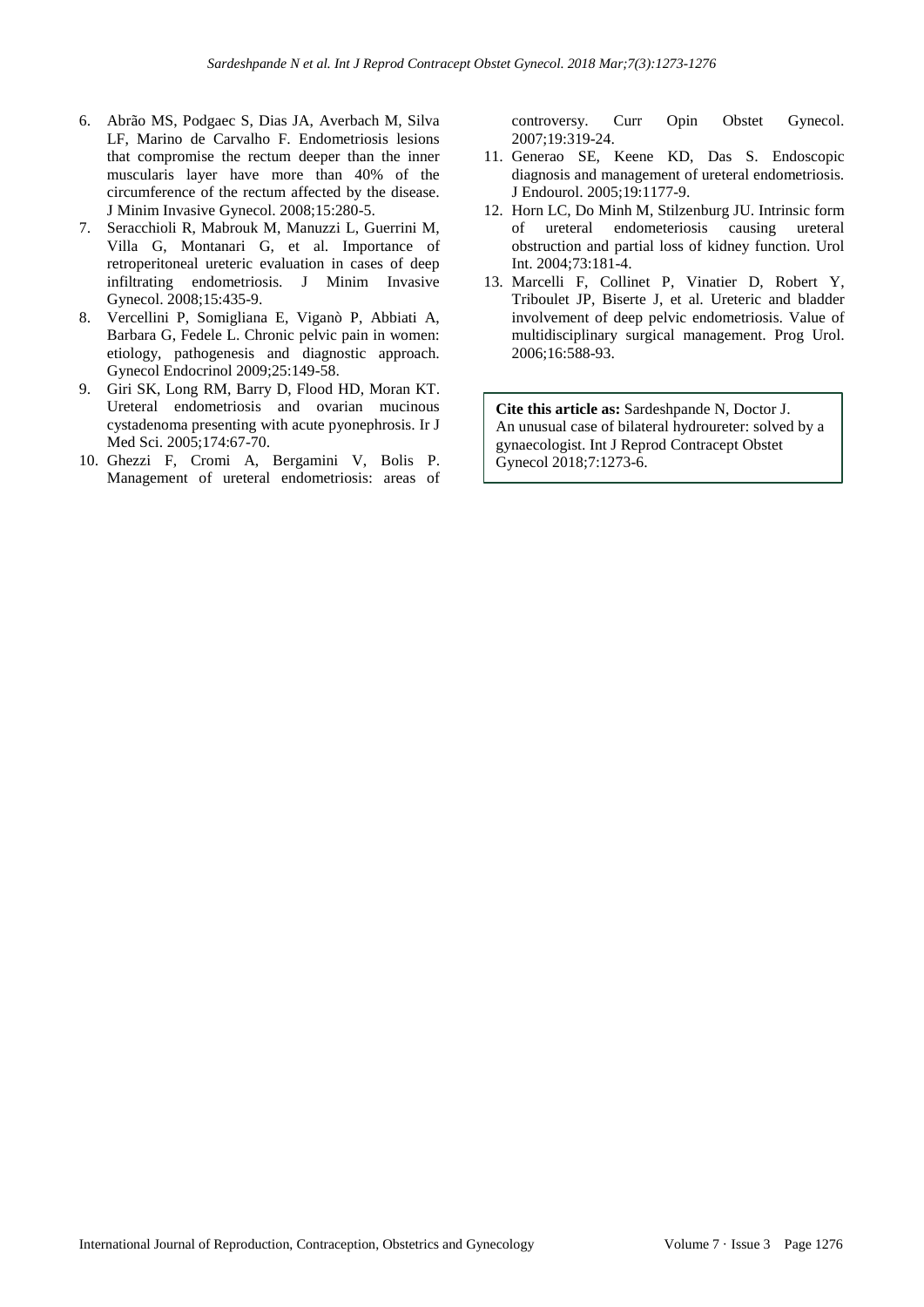6. Abrão MS, Podgaec S, Dias JA, Averbach M, Silva LF, Marino de Carvalho F. Endometriosis lesions that compromise the rectum deeper than the inner muscularis layer have more than 40% of the circumference of the rectum affected by the disease. J Minim Invasive Gynecol. 2008;15:280-5.
7. Seracchioli R, Mabrouk M, Manuzzi L, Guerrini M, Villa G, Montanari G, et al. Importance of retroperitoneal ureteric evaluation in cases of deep infiltrating endometriosis. J Minim Invasive Gynecol. 2008;15:435-9.
8. Vercellini P, Somigliana E, Viganò P, Abbiati A, Barbara G, Fedele L. Chronic pelvic pain in women: etiology, pathogenesis and diagnostic approach. Gynecol Endocrinol 2009;25:149-58.
9. Giri SK, Long RM, Barry D, Flood HD, Moran KT. Ureteral endometriosis and ovarian mucinous cystadenoma presenting with acute pyonephrosis. Ir J Med Sci. 2005;174:67-70.
10. Ghezzi F, Cromi A, Bergamini V, Bolis P. Management of ureteral endometriosis: areas of controversy. Curr Opin Obstet Gynecol. 2007;19:319-24.
11. Generao SE, Keene KD, Das S. Endoscopic diagnosis and management of ureteral endometriosis. J Endourol. 2005;19:1177-9.
12. Horn LC, Do Minh M, Stilzenburg JU. Intrinsic form of ureteral endometeriosis causing ureteral obstruction and partial loss of kidney function. Urol Int. 2004;73:181-4.
13. Marcelli F, Collinet P, Vinatier D, Robert Y, Triboulet JP, Biserte J, et al. Ureteric and bladder involvement of deep pelvic endometriosis. Value of multidisciplinary surgical management. Prog Urol. 2006;16:588-93.

**Cite this article as:** Sardeshpande N, Doctor J. An unusual case of bilateral hydroureter: solved by a gynaecologist. Int J Reprod Contracept Obstet Gynecol 2018;7:1273-6.